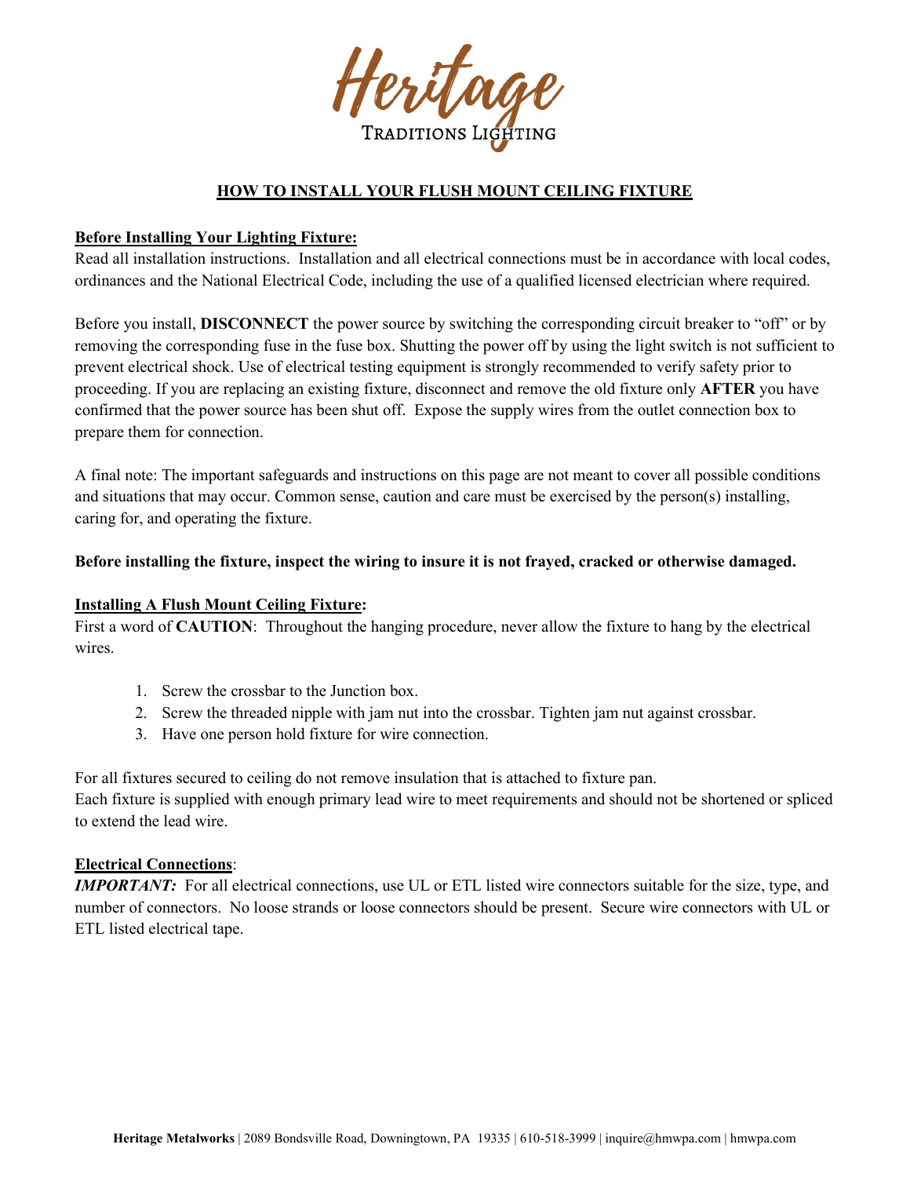Heritage
Traditions Lighting

# HOW TO INSTALL YOUR FLUSH MOUNT CEILING FIXTURE

## Before Installing Your Lighting Fixture:

Read all installation instructions. Installation and all electrical connections must be in accordance with local codes, ordinances and the National Electrical Code, including the use of a qualified licensed electrician where required.

Before you install, **DISCONNECT** the power source by switching the corresponding circuit breaker to "off" or by removing the corresponding fuse in the fuse box. Shutting the power off by using the light switch is not sufficient to prevent electrical shock. Use of electrical testing equipment is strongly recommended to verify safety prior to proceeding. If you are replacing an existing fixture, disconnect and remove the old fixture only **AFTER** you have confirmed that the power source has been shut off. Expose the supply wires from the outlet connection box to prepare them for connection.

A final note: The important safeguards and instructions on this page are not meant to cover all possible conditions and situations that may occur. Common sense, caution and care must be exercised by the person(s) installing, caring for, and operating the fixture.

**Before installing the fixture, inspect the wiring to insure it is not frayed, cracked or otherwise damaged.**

## Installing A Flush Mount Ceiling Fixture:

First a word of **CAUTION**: Throughout the hanging procedure, never allow the fixture to hang by the electrical wires.

1. Screw the crossbar to the Junction box.
2. Screw the threaded nipple with jam nut into the crossbar. Tighten jam nut against crossbar.
3. Have one person hold fixture for wire connection.

For all fixtures secured to ceiling do not remove insulation that is attached to fixture pan.
Each fixture is supplied with enough primary lead wire to meet requirements and should not be shortened or spliced to extend the lead wire.

## Electrical Connections:

***IMPORTANT:*** For all electrical connections, use UL or ETL listed wire connectors suitable for the size, type, and number of connectors. No loose strands or loose connectors should be present. Secure wire connectors with UL or ETL listed electrical tape.

**Heritage Metalworks** | 2089 Bondsville Road, Downingtown, PA 19335 | 610-518-3999 | inquire@hmwpa.com | hmwpa.com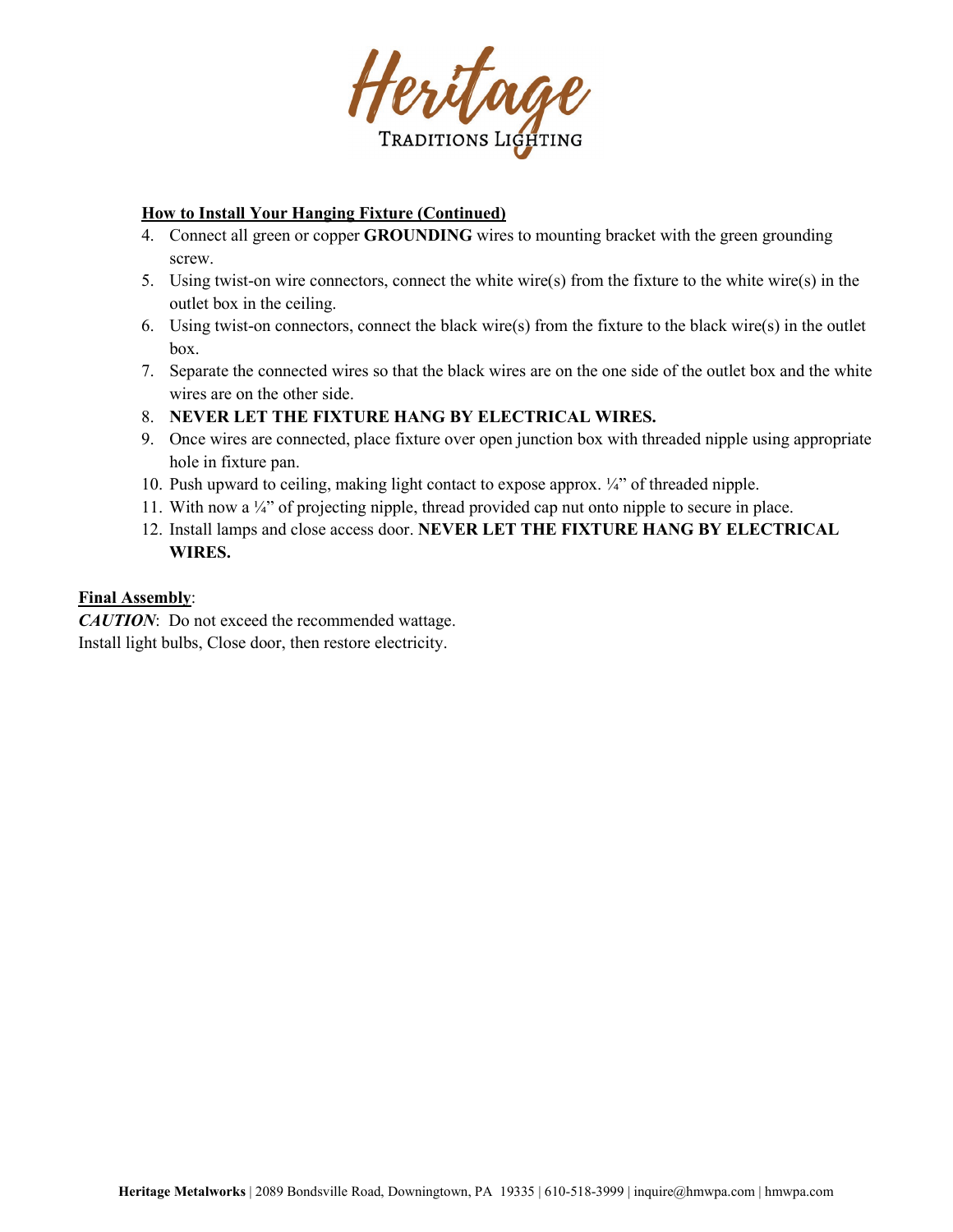# Heritage
Traditions Lighting

**How to Install Your Hanging Fixture (Continued)**

4. Connect all green or copper **GROUNDING** wires to mounting bracket with the green grounding screw.
5. Using twist-on wire connectors, connect the white wire(s) from the fixture to the white wire(s) in the outlet box in the ceiling.
6. Using twist-on connectors, connect the black wire(s) from the fixture to the black wire(s) in the outlet box.
7. Separate the connected wires so that the black wires are on the one side of the outlet box and the white wires are on the other side.
8. **NEVER LET THE FIXTURE HANG BY ELECTRICAL WIRES.**
9. Once wires are connected, place fixture over open junction box with threaded nipple using appropriate hole in fixture pan.
10. Push upward to ceiling, making light contact to expose approx. ¼" of threaded nipple.
11. With now a ¼" of projecting nipple, thread provided cap nut onto nipple to secure in place.
12. Install lamps and close access door. **NEVER LET THE FIXTURE HANG BY ELECTRICAL WIRES.**

**Final Assembly**:

***CAUTION***: Do not exceed the recommended wattage.
Install light bulbs, Close door, then restore electricity.

**Heritage Metalworks** | 2089 Bondsville Road, Downingtown, PA 19335 | 610-518-3999 | inquire@hmwpa.com | hmwpa.com